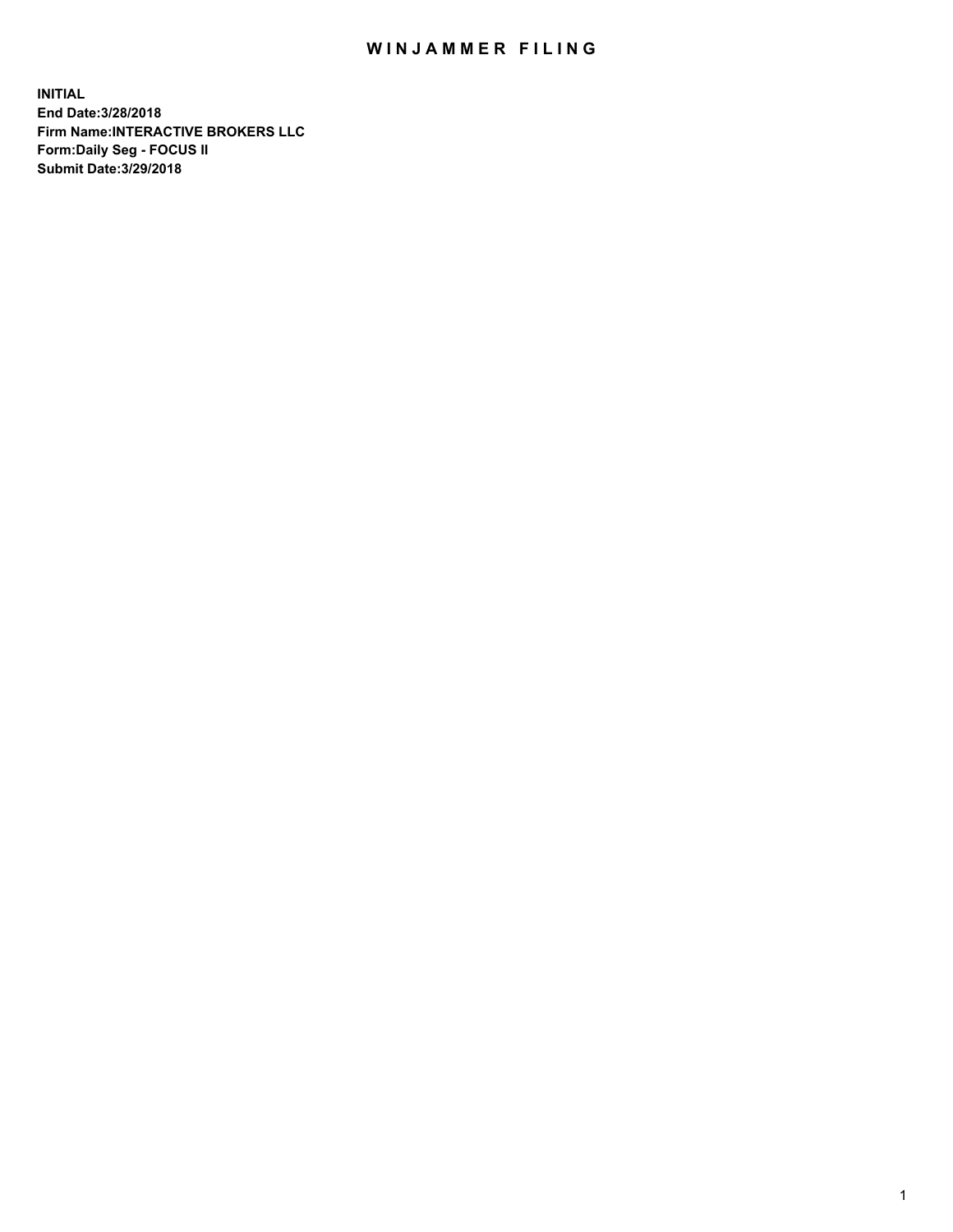# WINJAMMER FILING

**INITIAL**
**End Date:3/28/2018**
**Firm Name:INTERACTIVE BROKERS LLC**
**Form:Daily Seg - FOCUS II**
**Submit Date:3/29/2018**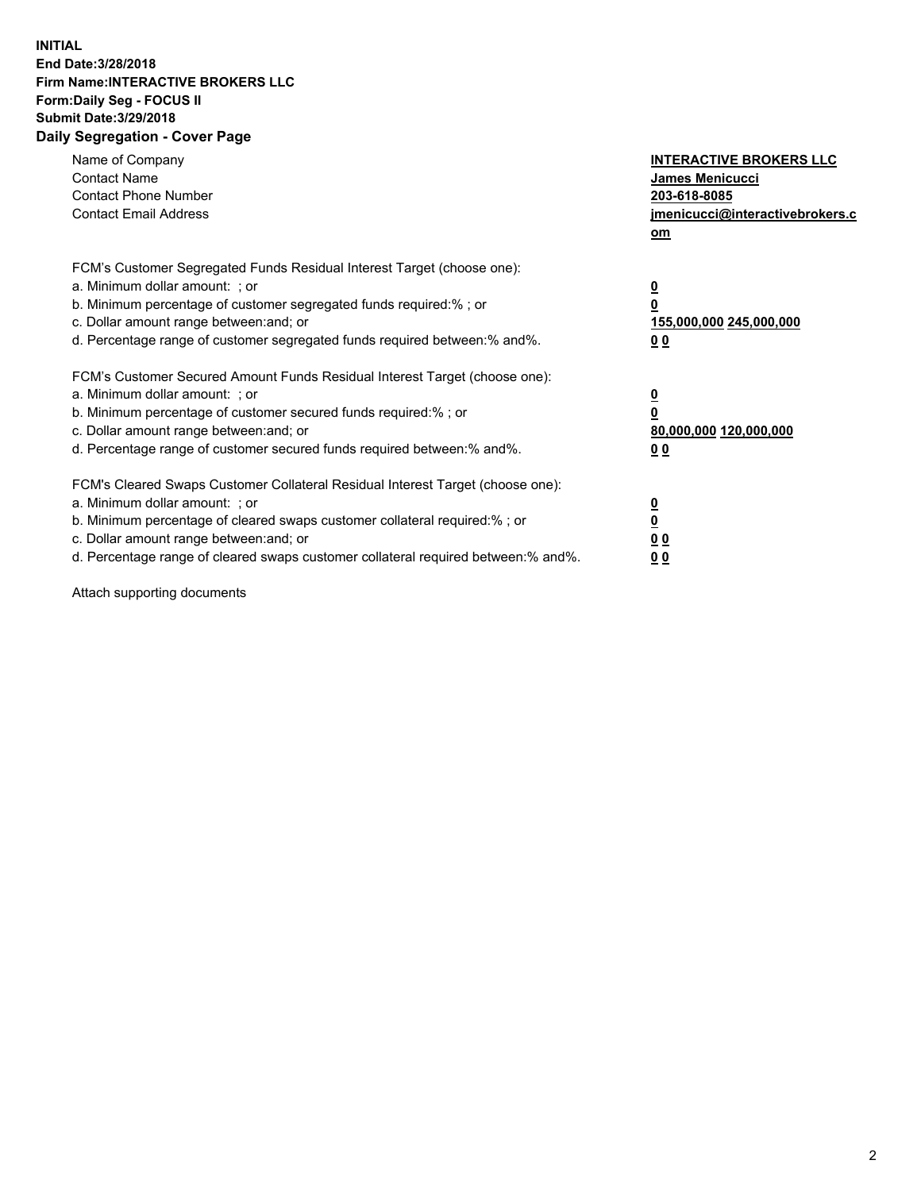**INITIAL**
**End Date:3/28/2018**
**Firm Name:INTERACTIVE BROKERS LLC**
**Form:Daily Seg - FOCUS II**
**Submit Date:3/29/2018**
**Daily Segregation - Cover Page**

| | |
|---|---|
| Name of Company | **INTERACTIVE BROKERS LLC** |
| Contact Name | **James Menicucci** |
| Contact Phone Number | **203-618-8085** |
| Contact Email Address | **jmenicucci@interactivebrokers.com** |

FCM's Customer Segregated Funds Residual Interest Target (choose one):

| | |
|---|---|
| a. Minimum dollar amount: ; or | **0** |
| b. Minimum percentage of customer segregated funds required:% ; or | **0** |
| c. Dollar amount range between:and; or | **155,000,000 245,000,000** |
| d. Percentage range of customer segregated funds required between:% and%. | **0 0** |

FCM's Customer Secured Amount Funds Residual Interest Target (choose one):

| | |
|---|---|
| a. Minimum dollar amount: ; or | **0** |
| b. Minimum percentage of customer secured funds required:% ; or | **0** |
| c. Dollar amount range between:and; or | **80,000,000 120,000,000** |
| d. Percentage range of customer secured funds required between:% and%. | **0 0** |

FCM's Cleared Swaps Customer Collateral Residual Interest Target (choose one):

| | |
|---|---|
| a. Minimum dollar amount: ; or | **0** |
| b. Minimum percentage of cleared swaps customer collateral required:% ; or | **0** |
| c. Dollar amount range between:and; or | **0 0** |
| d. Percentage range of cleared swaps customer collateral required between:% and%. | **0 0** |

Attach supporting documents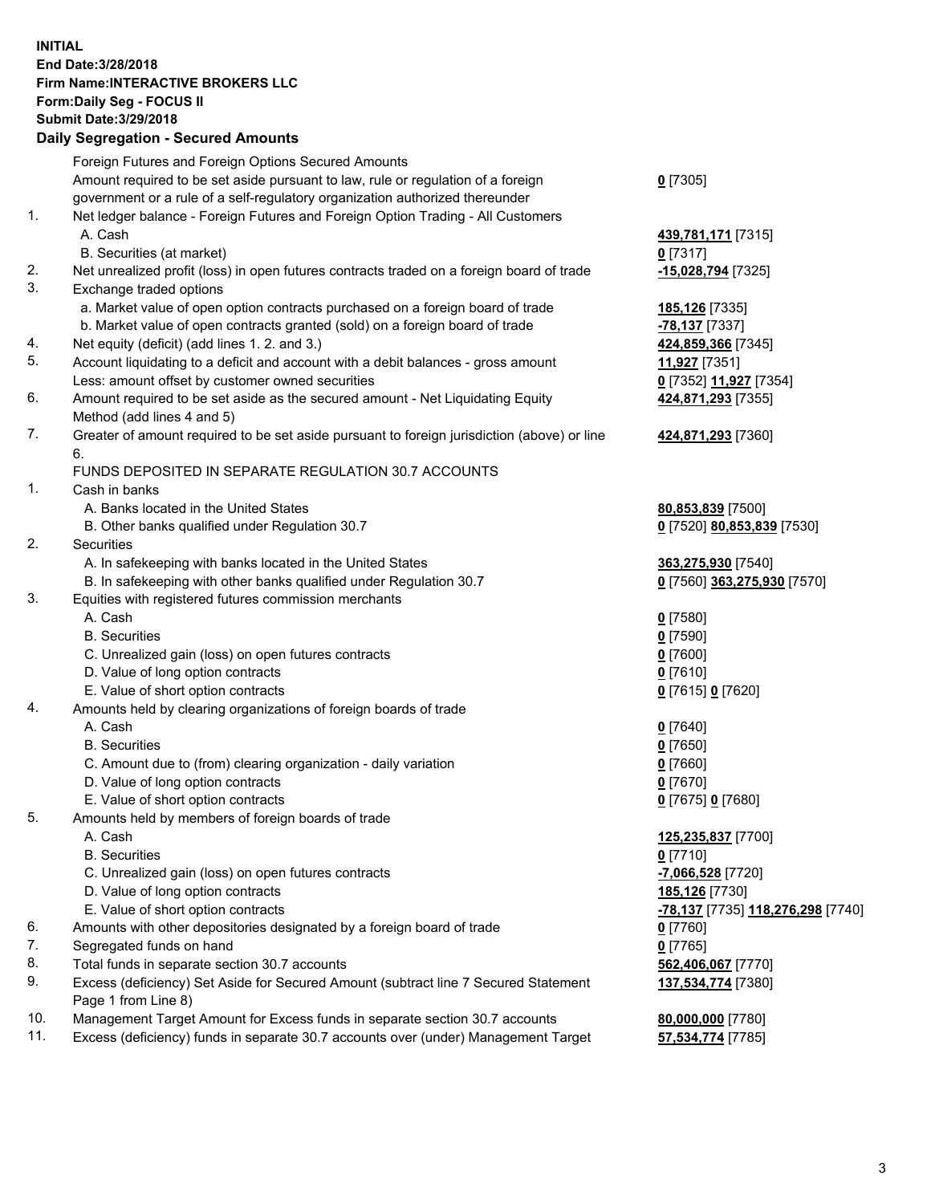**INITIAL**
**End Date:3/28/2018**
**Firm Name:INTERACTIVE BROKERS LLC**
**Form:Daily Seg - FOCUS II**
**Submit Date:3/29/2018**

### Daily Segregation - Secured Amounts

| | | |
|---|---|---|
| | Foreign Futures and Foreign Options Secured Amounts | |
| | Amount required to be set aside pursuant to law, rule or regulation of a foreign government or a rule of a self-regulatory organization authorized thereunder | **0** [7305] |
| 1. | Net ledger balance - Foreign Futures and Foreign Option Trading - All Customers | |
| | A. Cash | **439,781,171** [7315] |
| | B. Securities (at market) | **0** [7317] |
| 2. | Net unrealized profit (loss) in open futures contracts traded on a foreign board of trade | **-15,028,794** [7325] |
| 3. | Exchange traded options | |
| | a. Market value of open option contracts purchased on a foreign board of trade | **185,126** [7335] |
| | b. Market value of open contracts granted (sold) on a foreign board of trade | **-78,137** [7337] |
| 4. | Net equity (deficit) (add lines 1. 2. and 3.) | **424,859,366** [7345] |
| 5. | Account liquidating to a deficit and account with a debit balances - gross amount | **11,927** [7351] |
| | Less: amount offset by customer owned securities | **0** [7352] **11,927** [7354] |
| 6. | Amount required to be set aside as the secured amount - Net Liquidating Equity Method (add lines 4 and 5) | **424,871,293** [7355] |
| 7. | Greater of amount required to be set aside pursuant to foreign jurisdiction (above) or line 6. | **424,871,293** [7360] |
| | FUNDS DEPOSITED IN SEPARATE REGULATION 30.7 ACCOUNTS | |
| 1. | Cash in banks | |
| | A. Banks located in the United States | **80,853,839** [7500] |
| | B. Other banks qualified under Regulation 30.7 | **0** [7520] **80,853,839** [7530] |
| 2. | Securities | |
| | A. In safekeeping with banks located in the United States | **363,275,930** [7540] |
| | B. In safekeeping with other banks qualified under Regulation 30.7 | **0** [7560] **363,275,930** [7570] |
| 3. | Equities with registered futures commission merchants | |
| | A. Cash | **0** [7580] |
| | B. Securities | **0** [7590] |
| | C. Unrealized gain (loss) on open futures contracts | **0** [7600] |
| | D. Value of long option contracts | **0** [7610] |
| | E. Value of short option contracts | **0** [7615] **0** [7620] |
| 4. | Amounts held by clearing organizations of foreign boards of trade | |
| | A. Cash | **0** [7640] |
| | B. Securities | **0** [7650] |
| | C. Amount due to (from) clearing organization - daily variation | **0** [7660] |
| | D. Value of long option contracts | **0** [7670] |
| | E. Value of short option contracts | **0** [7675] **0** [7680] |
| 5. | Amounts held by members of foreign boards of trade | |
| | A. Cash | **125,235,837** [7700] |
| | B. Securities | **0** [7710] |
| | C. Unrealized gain (loss) on open futures contracts | **-7,066,528** [7720] |
| | D. Value of long option contracts | **185,126** [7730] |
| | E. Value of short option contracts | **-78,137** [7735] **118,276,298** [7740] |
| 6. | Amounts with other depositories designated by a foreign board of trade | **0** [7760] |
| 7. | Segregated funds on hand | **0** [7765] |
| 8. | Total funds in separate section 30.7 accounts | **562,406,067** [7770] |
| 9. | Excess (deficiency) Set Aside for Secured Amount (subtract line 7 Secured Statement Page 1 from Line 8) | **137,534,774** [7380] |
| 10. | Management Target Amount for Excess funds in separate section 30.7 accounts | **80,000,000** [7780] |
| 11. | Excess (deficiency) funds in separate 30.7 accounts over (under) Management Target | **57,534,774** [7785] |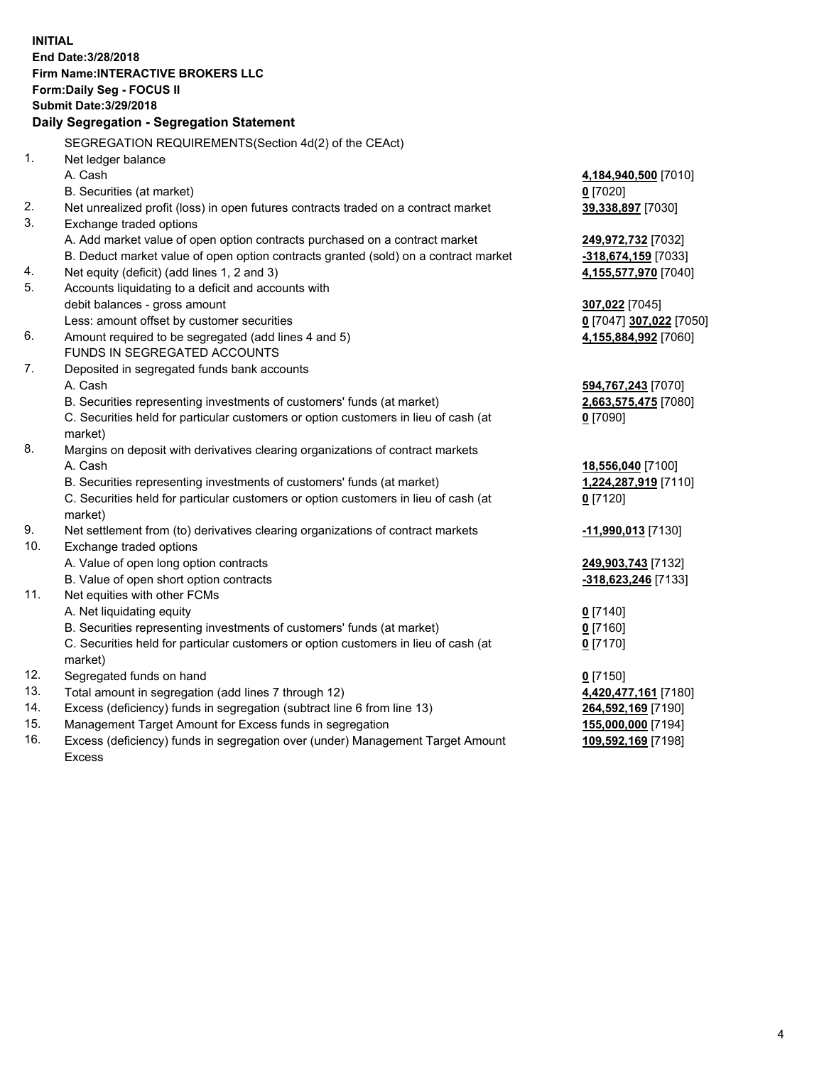**INITIAL**
**End Date:3/28/2018**
**Firm Name:INTERACTIVE BROKERS LLC**
**Form:Daily Seg - FOCUS II**
**Submit Date:3/29/2018**

**Daily Segregation - Segregation Statement**

SEGREGATION REQUIREMENTS(Section 4d(2) of the CEAct)

| | | |
|---|---|---|
| 1. | Net ledger balance | |
| | A. Cash | **4,184,940,500** [7010] |
| | B. Securities (at market) | **0** [7020] |
| 2. | Net unrealized profit (loss) in open futures contracts traded on a contract market | **39,338,897** [7030] |
| 3. | Exchange traded options | |
| | A. Add market value of open option contracts purchased on a contract market | **249,972,732** [7032] |
| | B. Deduct market value of open option contracts granted (sold) on a contract market | **-318,674,159** [7033] |
| 4. | Net equity (deficit) (add lines 1, 2 and 3) | **4,155,577,970** [7040] |
| 5. | Accounts liquidating to a deficit and accounts with | |
| | debit balances - gross amount | **307,022** [7045] |
| | Less: amount offset by customer securities | **0** [7047] **307,022** [7050] |
| 6. | Amount required to be segregated (add lines 4 and 5) | **4,155,884,992** [7060] |
| | FUNDS IN SEGREGATED ACCOUNTS | |
| 7. | Deposited in segregated funds bank accounts | |
| | A. Cash | **594,767,243** [7070] |
| | B. Securities representing investments of customers' funds (at market) | **2,663,575,475** [7080] |
| | C. Securities held for particular customers or option customers in lieu of cash (at market) | **0** [7090] |
| 8. | Margins on deposit with derivatives clearing organizations of contract markets | |
| | A. Cash | **18,556,040** [7100] |
| | B. Securities representing investments of customers' funds (at market) | **1,224,287,919** [7110] |
| | C. Securities held for particular customers or option customers in lieu of cash (at market) | **0** [7120] |
| 9. | Net settlement from (to) derivatives clearing organizations of contract markets | **-11,990,013** [7130] |
| 10. | Exchange traded options | |
| | A. Value of open long option contracts | **249,903,743** [7132] |
| | B. Value of open short option contracts | **-318,623,246** [7133] |
| 11. | Net equities with other FCMs | |
| | A. Net liquidating equity | **0** [7140] |
| | B. Securities representing investments of customers' funds (at market) | **0** [7160] |
| | C. Securities held for particular customers or option customers in lieu of cash (at market) | **0** [7170] |
| 12. | Segregated funds on hand | **0** [7150] |
| 13. | Total amount in segregation (add lines 7 through 12) | **4,420,477,161** [7180] |
| 14. | Excess (deficiency) funds in segregation (subtract line 6 from line 13) | **264,592,169** [7190] |
| 15. | Management Target Amount for Excess funds in segregation | **155,000,000** [7194] |
| 16. | Excess (deficiency) funds in segregation over (under) Management Target Amount Excess | **109,592,169** [7198] |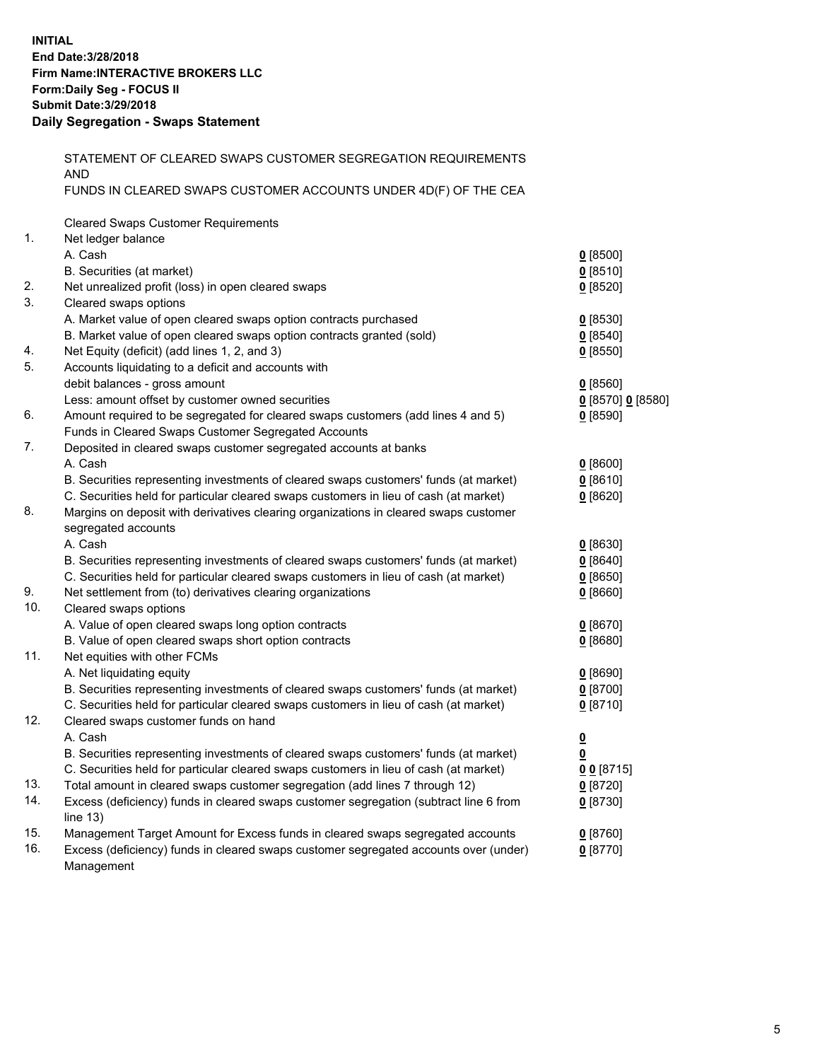**INITIAL**
**End Date:3/28/2018**
**Firm Name:INTERACTIVE BROKERS LLC**
**Form:Daily Seg - FOCUS II**
**Submit Date:3/29/2018**
**Daily Segregation - Swaps Statement**

STATEMENT OF CLEARED SWAPS CUSTOMER SEGREGATION REQUIREMENTS AND FUNDS IN CLEARED SWAPS CUSTOMER ACCOUNTS UNDER 4D(F) OF THE CEA

| | | |
|---|---|---|
| | Cleared Swaps Customer Requirements | |
| 1. | Net ledger balance | |
| | A. Cash | 0 [8500] |
| | B. Securities (at market) | 0 [8510] |
| 2. | Net unrealized profit (loss) in open cleared swaps | 0 [8520] |
| 3. | Cleared swaps options | |
| | A. Market value of open cleared swaps option contracts purchased | 0 [8530] |
| | B. Market value of open cleared swaps option contracts granted (sold) | 0 [8540] |
| 4. | Net Equity (deficit) (add lines 1, 2, and 3) | 0 [8550] |
| 5. | Accounts liquidating to a deficit and accounts with debit balances - gross amount | 0 [8560] |
| | Less: amount offset by customer owned securities | 0 [8570] 0 [8580] |
| 6. | Amount required to be segregated for cleared swaps customers (add lines 4 and 5) | 0 [8590] |
| | Funds in Cleared Swaps Customer Segregated Accounts | |
| 7. | Deposited in cleared swaps customer segregated accounts at banks | |
| | A. Cash | 0 [8600] |
| | B. Securities representing investments of cleared swaps customers' funds (at market) | 0 [8610] |
| | C. Securities held for particular cleared swaps customers in lieu of cash (at market) | 0 [8620] |
| 8. | Margins on deposit with derivatives clearing organizations in cleared swaps customer segregated accounts | |
| | A. Cash | 0 [8630] |
| | B. Securities representing investments of cleared swaps customers' funds (at market) | 0 [8640] |
| | C. Securities held for particular cleared swaps customers in lieu of cash (at market) | 0 [8650] |
| 9. | Net settlement from (to) derivatives clearing organizations | 0 [8660] |
| 10. | Cleared swaps options | |
| | A. Value of open cleared swaps long option contracts | 0 [8670] |
| | B. Value of open cleared swaps short option contracts | 0 [8680] |
| 11. | Net equities with other FCMs | |
| | A. Net liquidating equity | 0 [8690] |
| | B. Securities representing investments of cleared swaps customers' funds (at market) | 0 [8700] |
| | C. Securities held for particular cleared swaps customers in lieu of cash (at market) | 0 [8710] |
| 12. | Cleared swaps customer funds on hand | |
| | A. Cash | 0 |
| | B. Securities representing investments of cleared swaps customers' funds (at market) | 0 |
| | C. Securities held for particular cleared swaps customers in lieu of cash (at market) | 0 0 [8715] |
| 13. | Total amount in cleared swaps customer segregation (add lines 7 through 12) | 0 [8720] |
| 14. | Excess (deficiency) funds in cleared swaps customer segregation (subtract line 6 from line 13) | 0 [8730] |
| 15. | Management Target Amount for Excess funds in cleared swaps segregated accounts | 0 [8760] |
| 16. | Excess (deficiency) funds in cleared swaps customer segregated accounts over (under) Management | 0 [8770] |